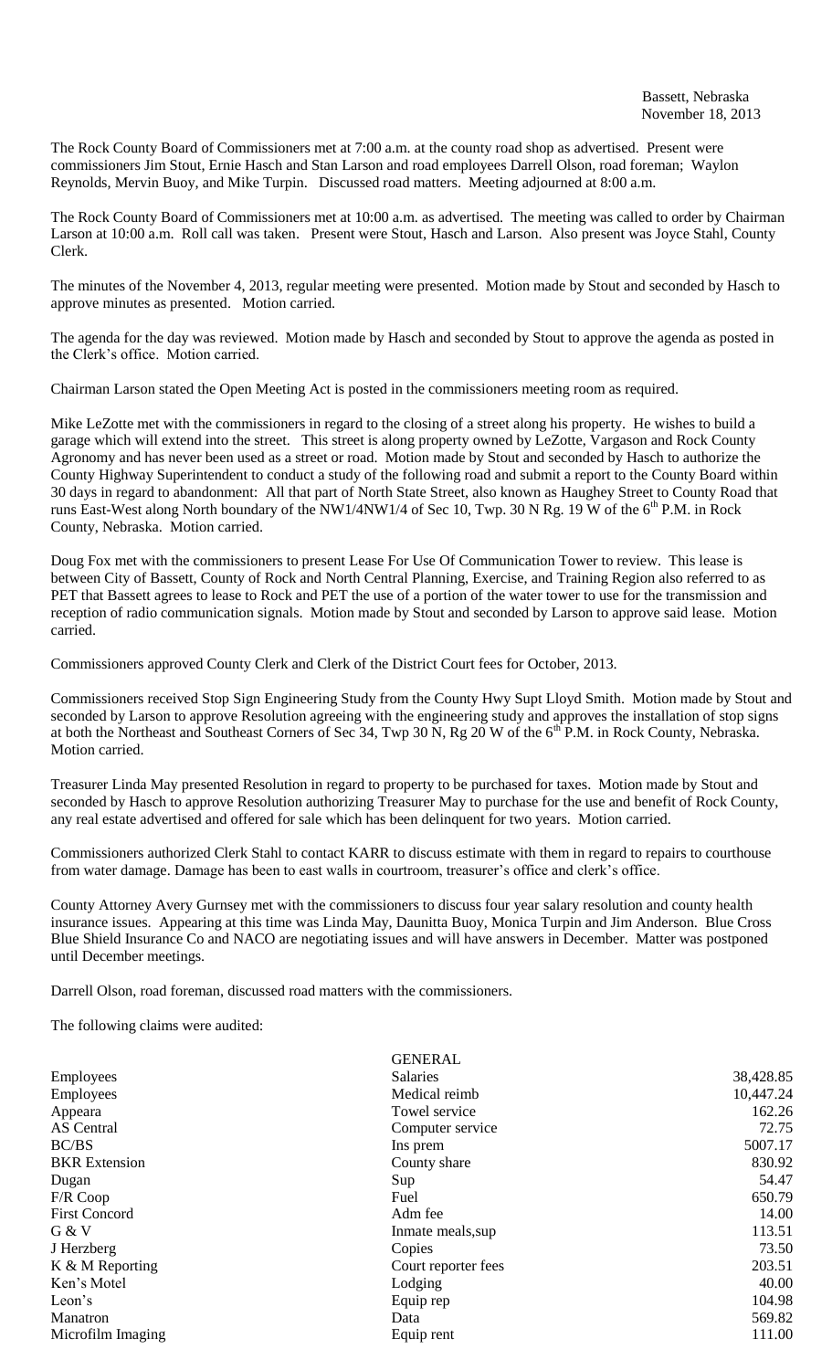Bassett, Nebraska
November 18, 2013

The Rock County Board of Commissioners met at 7:00 a.m. at the county road shop as advertised. Present were commissioners Jim Stout, Ernie Hasch and Stan Larson and road employees Darrell Olson, road foreman; Waylon Reynolds, Mervin Buoy, and Mike Turpin. Discussed road matters. Meeting adjourned at 8:00 a.m.

The Rock County Board of Commissioners met at 10:00 a.m. as advertised. The meeting was called to order by Chairman Larson at 10:00 a.m. Roll call was taken. Present were Stout, Hasch and Larson. Also present was Joyce Stahl, County Clerk.

The minutes of the November 4, 2013, regular meeting were presented. Motion made by Stout and seconded by Hasch to approve minutes as presented. Motion carried.

The agenda for the day was reviewed. Motion made by Hasch and seconded by Stout to approve the agenda as posted in the Clerk's office. Motion carried.

Chairman Larson stated the Open Meeting Act is posted in the commissioners meeting room as required.

Mike LeZotte met with the commissioners in regard to the closing of a street along his property. He wishes to build a garage which will extend into the street. This street is along property owned by LeZotte, Vargason and Rock County Agronomy and has never been used as a street or road. Motion made by Stout and seconded by Hasch to authorize the County Highway Superintendent to conduct a study of the following road and submit a report to the County Board within 30 days in regard to abandonment: All that part of North State Street, also known as Haughey Street to County Road that runs East-West along North boundary of the NW1/4NW1/4 of Sec 10, Twp. 30 N Rg. 19 W of the 6th P.M. in Rock County, Nebraska. Motion carried.

Doug Fox met with the commissioners to present Lease For Use Of Communication Tower to review. This lease is between City of Bassett, County of Rock and North Central Planning, Exercise, and Training Region also referred to as PET that Bassett agrees to lease to Rock and PET the use of a portion of the water tower to use for the transmission and reception of radio communication signals. Motion made by Stout and seconded by Larson to approve said lease. Motion carried.

Commissioners approved County Clerk and Clerk of the District Court fees for October, 2013.

Commissioners received Stop Sign Engineering Study from the County Hwy Supt Lloyd Smith. Motion made by Stout and seconded by Larson to approve Resolution agreeing with the engineering study and approves the installation of stop signs at both the Northeast and Southeast Corners of Sec 34, Twp 30 N, Rg 20 W of the 6th P.M. in Rock County, Nebraska. Motion carried.

Treasurer Linda May presented Resolution in regard to property to be purchased for taxes. Motion made by Stout and seconded by Hasch to approve Resolution authorizing Treasurer May to purchase for the use and benefit of Rock County, any real estate advertised and offered for sale which has been delinquent for two years. Motion carried.

Commissioners authorized Clerk Stahl to contact KARR to discuss estimate with them in regard to repairs to courthouse from water damage. Damage has been to east walls in courtroom, treasurer's office and clerk's office.

County Attorney Avery Gurnsey met with the commissioners to discuss four year salary resolution and county health insurance issues. Appearing at this time was Linda May, Daunitta Buoy, Monica Turpin and Jim Anderson. Blue Cross Blue Shield Insurance Co and NACO are negotiating issues and will have answers in December. Matter was postponed until December meetings.

Darrell Olson, road foreman, discussed road matters with the commissioners.

The following claims were audited:

| | GENERAL | |
|---|---|---|
| Employees | Salaries | 38,428.85 |
| Employees | Medical reimb | 10,447.24 |
| Appeara | Towel service | 162.26 |
| AS Central | Computer service | 72.75 |
| BC/BS | Ins prem | 5007.17 |
| BKR Extension | County share | 830.92 |
| Dugan | Sup | 54.47 |
| F/R Coop | Fuel | 650.79 |
| First Concord | Adm fee | 14.00 |
| G & V | Inmate meals,sup | 113.51 |
| J Herzberg | Copies | 73.50 |
| K & M Reporting | Court reporter fees | 203.51 |
| Ken's Motel | Lodging | 40.00 |
| Leon's | Equip rep | 104.98 |
| Manatron | Data | 569.82 |
| Microfilm Imaging | Equip rent | 111.00 |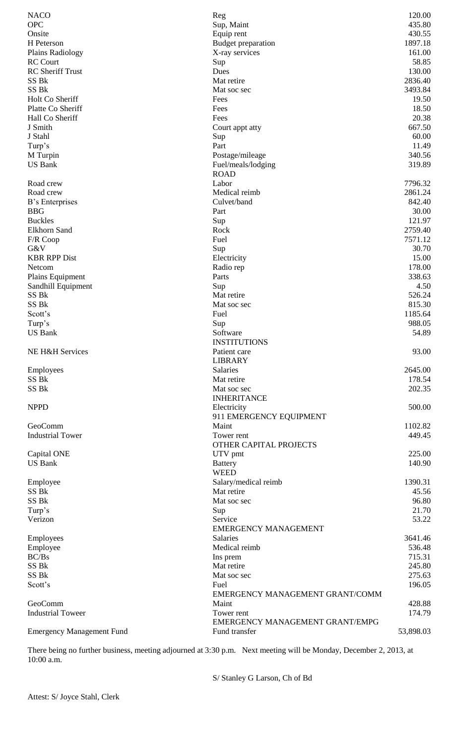| | | |
|---|---|---|
| NACO | Reg | 120.00 |
| OPC | Sup, Maint | 435.80 |
| Onsite | Equip rent | 430.55 |
| H Peterson | Budget preparation | 1897.18 |
| Plains Radiology | X-ray services | 161.00 |
| RC Court | Sup | 58.85 |
| RC Sheriff Trust | Dues | 130.00 |
| SS Bk | Mat retire | 2836.40 |
| SS Bk | Mat soc sec | 3493.84 |
| Holt Co Sheriff | Fees | 19.50 |
| Platte Co Sheriff | Fees | 18.50 |
| Hall Co Sheriff | Fees | 20.38 |
| J Smith | Court appt atty | 667.50 |
| J Stahl | Sup | 60.00 |
| Turp's | Part | 11.49 |
| M Turpin | Postage/mileage | 340.56 |
| US Bank | Fuel/meals/lodging | 319.89 |
| | ROAD | |
| Road crew | Labor | 7796.32 |
| Road crew | Medical reimb | 2861.24 |
| B's Enterprises | Culvet/band | 842.40 |
| BBG | Part | 30.00 |
| Buckles | Sup | 121.97 |
| Elkhorn Sand | Rock | 2759.40 |
| F/R Coop | Fuel | 7571.12 |
| G&V | Sup | 30.70 |
| KBR RPP Dist | Electricity | 15.00 |
| Netcom | Radio rep | 178.00 |
| Plains Equipment | Parts | 338.63 |
| Sandhill Equipment | Sup | 4.50 |
| SS Bk | Mat retire | 526.24 |
| SS Bk | Mat soc sec | 815.30 |
| Scott's | Fuel | 1185.64 |
| Turp's | Sup | 988.05 |
| US Bank | Software | 54.89 |
| | INSTITUTIONS | |
| NE H&H Services | Patient care | 93.00 |
| | LIBRARY | |
| Employees | Salaries | 2645.00 |
| SS Bk | Mat retire | 178.54 |
| SS Bk | Mat soc sec | 202.35 |
| | INHERITANCE | |
| NPPD | Electricity | 500.00 |
| | 911 EMERGENCY EQUIPMENT | |
| GeoComm | Maint | 1102.82 |
| Industrial Tower | Tower rent | 449.45 |
| | OTHER CAPITAL PROJECTS | |
| Capital ONE | UTV pmt | 225.00 |
| US Bank | Battery | 140.90 |
| | WEED | |
| Employee | Salary/medical reimb | 1390.31 |
| SS Bk | Mat retire | 45.56 |
| SS Bk | Mat soc sec | 96.80 |
| Turp's | Sup | 21.70 |
| Verizon | Service | 53.22 |
| | EMERGENCY MANAGEMENT | |
| Employees | Salaries | 3641.46 |
| Employee | Medical reimb | 536.48 |
| BC/Bs | Ins prem | 715.31 |
| SS Bk | Mat retire | 245.80 |
| SS Bk | Mat soc sec | 275.63 |
| Scott's | Fuel | 196.05 |
| | EMERGENCY MANAGEMENT GRANT/COMM | |
| GeoComm | Maint | 428.88 |
| Industrial Toweer | Tower rent | 174.79 |
| | EMERGENCY MANAGEMENT GRANT/EMPG | |
| Emergency Management Fund | Fund transfer | 53,898.03 |

There being no further business, meeting adjourned at 3:30 p.m. Next meeting will be Monday, December 2, 2013, at 10:00 a.m.

S/ Stanley G Larson, Ch of Bd

Attest: S/ Joyce Stahl, Clerk